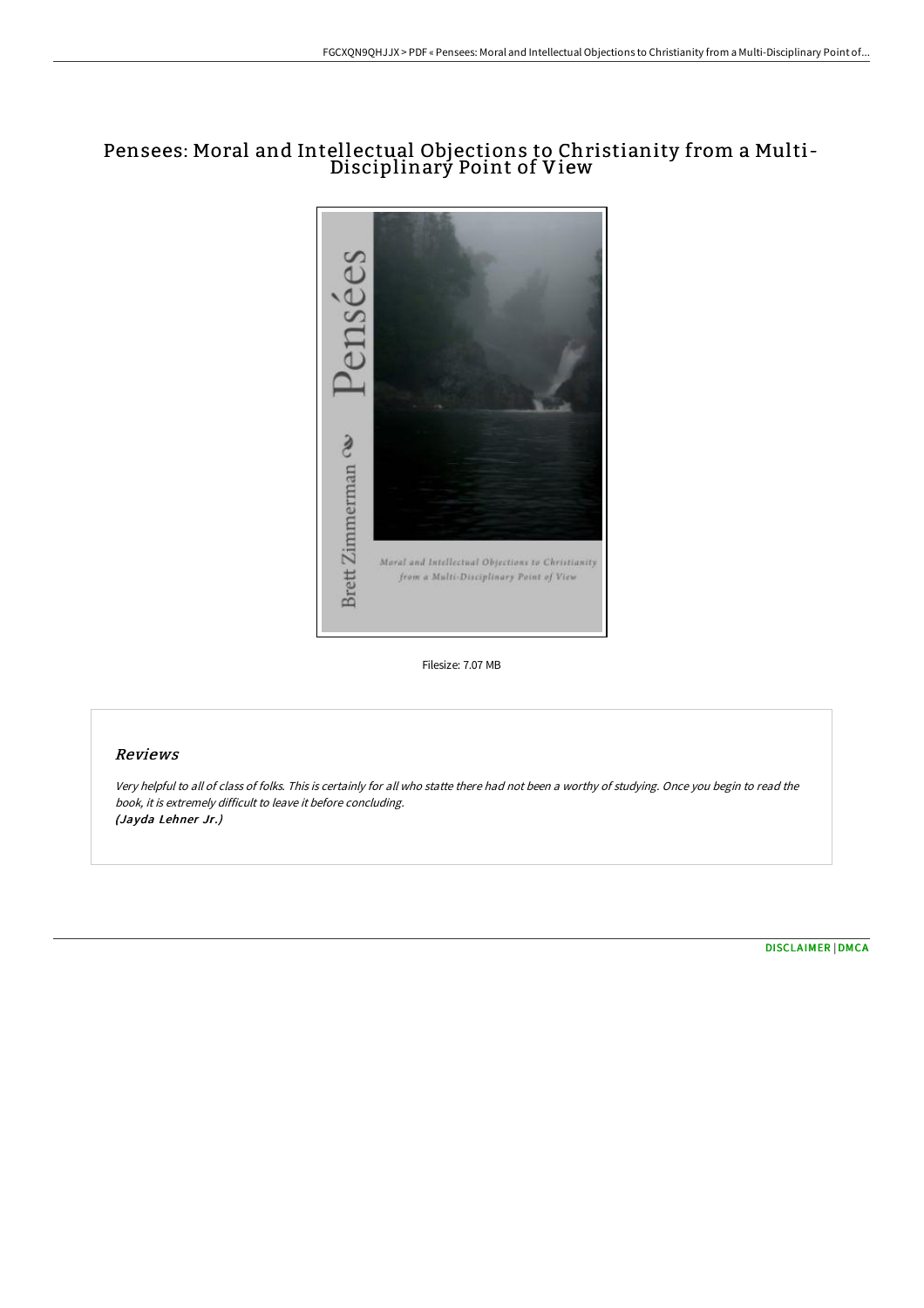# Pensees: Moral and Intellectual Objections to Christianity from a Multi-Disciplinary Point of View

Filesize: 7.07 MB

## Reviews

*Very helpful to all of class of folks. This is certainly for all who statte there had not been a worthy of studying. Once you begin to read the book, it is extremely difficult to leave it before concluding.*
*(Jayda Lehner Jr.)*

DISCLAIMER | DMCA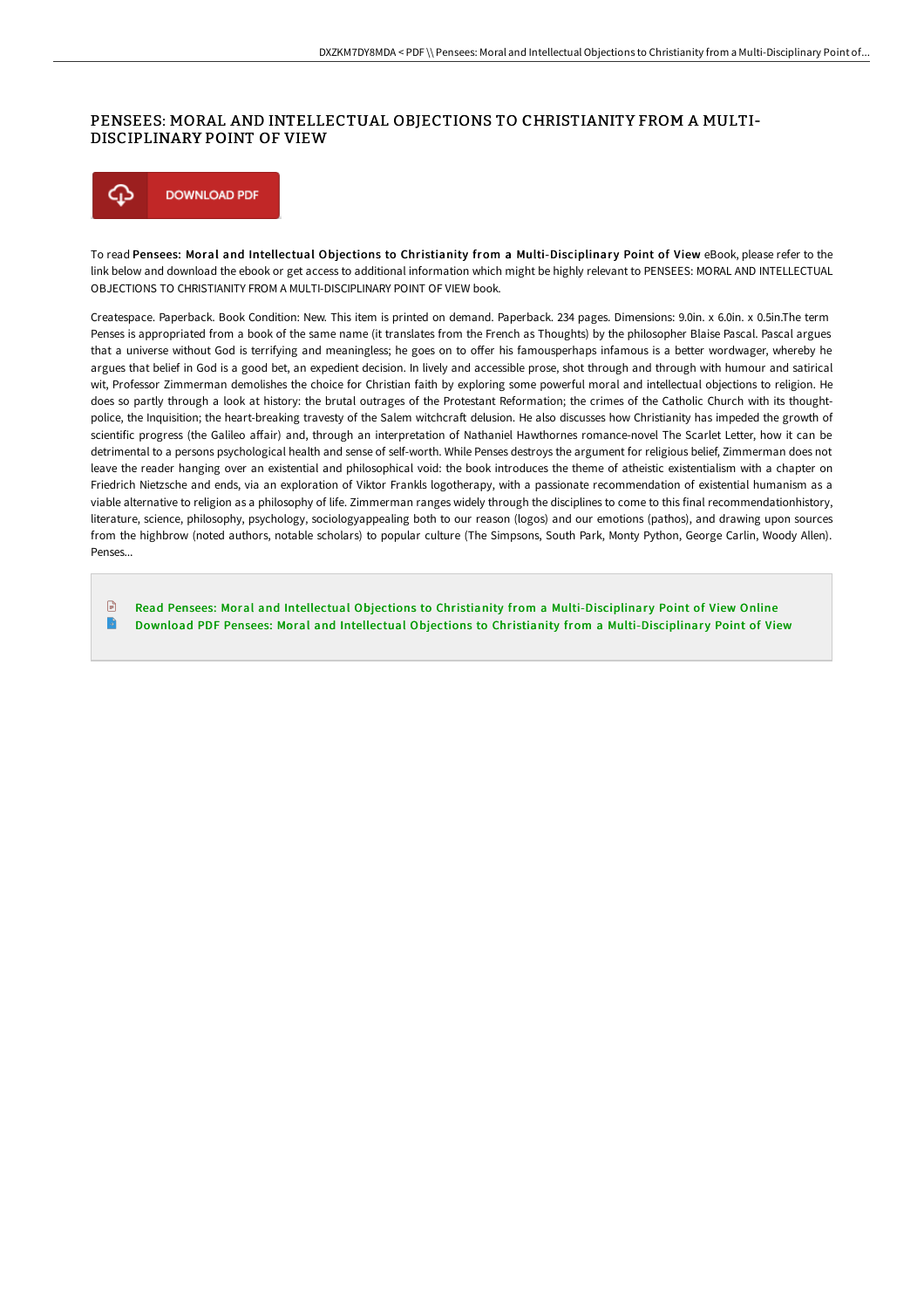# PENSEES: MORAL AND INTELLECTUAL OBJECTIONS TO CHRISTIANITY FROM A MULTI-DISCIPLINARY POINT OF VIEW

DOWNLOAD PDF

To read **Pensees: Moral and Intellectual Objections to Christianity from a Multi-Disciplinary Point of View** eBook, please refer to the link below and download the ebook or get access to additional information which might be highly relevant to PENSEES: MORAL AND INTELLECTUAL OBJECTIONS TO CHRISTIANITY FROM A MULTI-DISCIPLINARY POINT OF VIEW book.

Createspace. Paperback. Book Condition: New. This item is printed on demand. Paperback. 234 pages. Dimensions: 9.0in. x 6.0in. x 0.5in.The term Penses is appropriated from a book of the same name (it translates from the French as Thoughts) by the philosopher Blaise Pascal. Pascal argues that a universe without God is terrifying and meaningless; he goes on to offer his famousperhaps infamous is a better wordwager, whereby he argues that belief in God is a good bet, an expedient decision. In lively and accessible prose, shot through and through with humour and satirical wit, Professor Zimmerman demolishes the choice for Christian faith by exploring some powerful moral and intellectual objections to religion. He does so partly through a look at history: the brutal outrages of the Protestant Reformation; the crimes of the Catholic Church with its thought-police, the Inquisition; the heart-breaking travesty of the Salem witchcraft delusion. He also discusses how Christianity has impeded the growth of scientific progress (the Galileo affair) and, through an interpretation of Nathaniel Hawthornes romance-novel The Scarlet Letter, how it can be detrimental to a persons psychological health and sense of self-worth. While Penses destroys the argument for religious belief, Zimmerman does not leave the reader hanging over an existential and philosophical void: the book introduces the theme of atheistic existentialism with a chapter on Friedrich Nietzsche and ends, via an exploration of Viktor Frankls logotherapy, with a passionate recommendation of existential humanism as a viable alternative to religion as a philosophy of life. Zimmerman ranges widely through the disciplines to come to this final recommendationhistory, literature, science, philosophy, psychology, sociologyappealing both to our reason (logos) and our emotions (pathos), and drawing upon sources from the highbrow (noted authors, notable scholars) to popular culture (The Simpsons, South Park, Monty Python, George Carlin, Woody Allen). Penses...

- Read Pensees: Moral and Intellectual Objections to Christianity from a Multi-Disciplinary Point of View Online
- Download PDF Pensees: Moral and Intellectual Objections to Christianity from a Multi-Disciplinary Point of View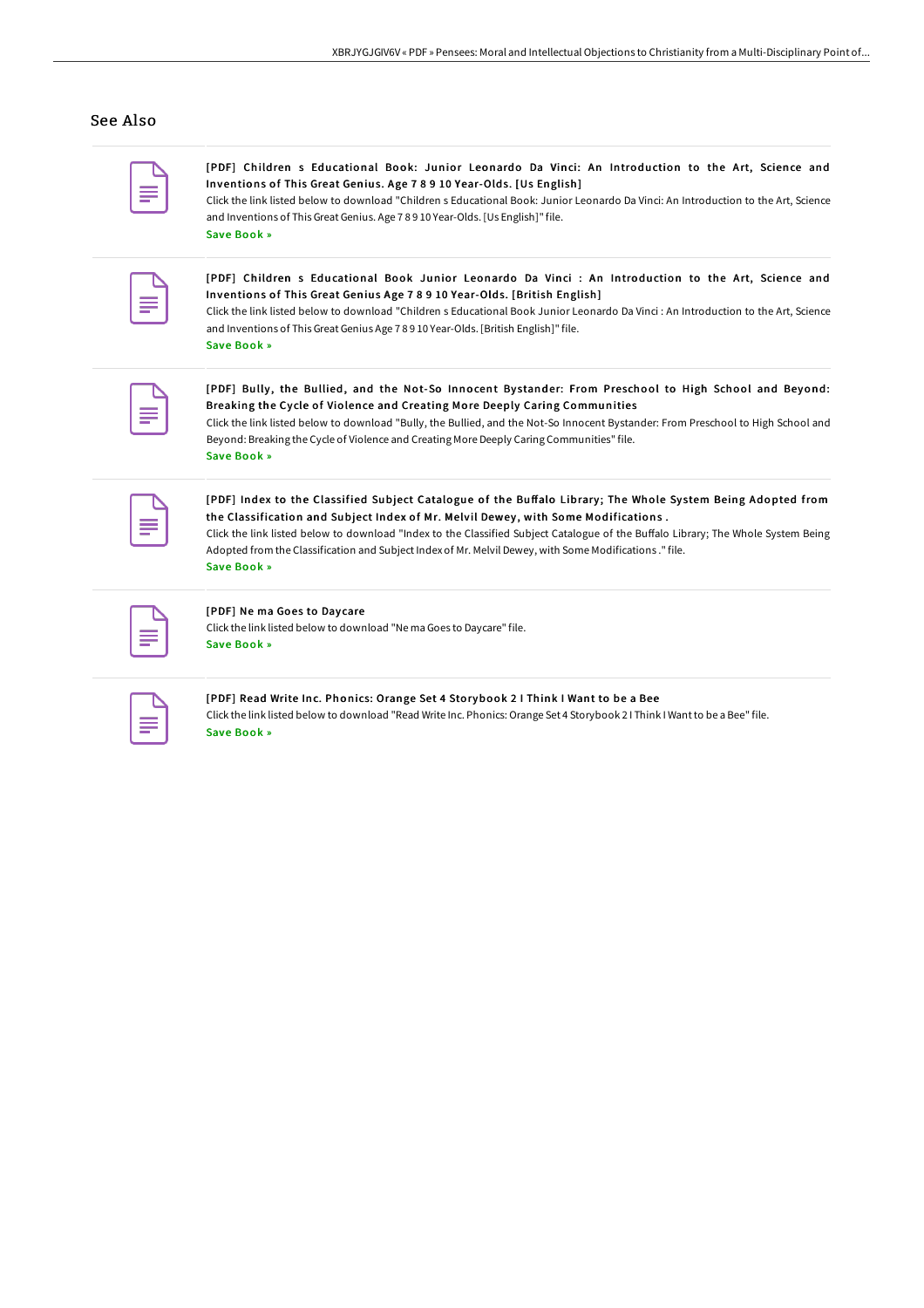## See Also

[PDF] Children s Educational Book: Junior Leonardo Da Vinci: An Introduction to the Art, Science and Inventions of This Great Genius. Age 7 8 9 10 Year-Olds. [Us English]

Click the link listed below to download "Children s Educational Book: Junior Leonardo Da Vinci: An Introduction to the Art, Science and Inventions of This Great Genius. Age 7 8 9 10 Year-Olds. [Us English]" file.

Save Book »

[PDF] Children s Educational Book Junior Leonardo Da Vinci : An Introduction to the Art, Science and Inventions of This Great Genius Age 7 8 9 10 Year-Olds. [British English]

Click the link listed below to download "Children s Educational Book Junior Leonardo Da Vinci : An Introduction to the Art, Science and Inventions of This Great Genius Age 7 8 9 10 Year-Olds. [British English]" file.

Save Book »

[PDF] Bully, the Bullied, and the Not-So Innocent Bystander: From Preschool to High School and Beyond: Breaking the Cycle of Violence and Creating More Deeply Caring Communities

Click the link listed below to download "Bully, the Bullied, and the Not-So Innocent Bystander: From Preschool to High School and Beyond: Breaking the Cycle of Violence and Creating More Deeply Caring Communities" file.

Save Book »

[PDF] Index to the Classified Subject Catalogue of the Buffalo Library; The Whole System Being Adopted from the Classification and Subject Index of Mr. Melvil Dewey, with Some Modifications .

Click the link listed below to download "Index to the Classified Subject Catalogue of the Buffalo Library; The Whole System Being Adopted from the Classification and Subject Index of Mr. Melvil Dewey, with Some Modifications ." file.

Save Book »

[PDF] Ne ma Goes to Daycare

Click the link listed below to download "Ne ma Goes to Daycare" file.

Save Book »

[PDF] Read Write Inc. Phonics: Orange Set 4 Storybook 2 I Think I Want to be a Bee

Click the link listed below to download "Read Write Inc. Phonics: Orange Set 4 Storybook 2 I Think I Want to be a Bee" file.

Save Book »